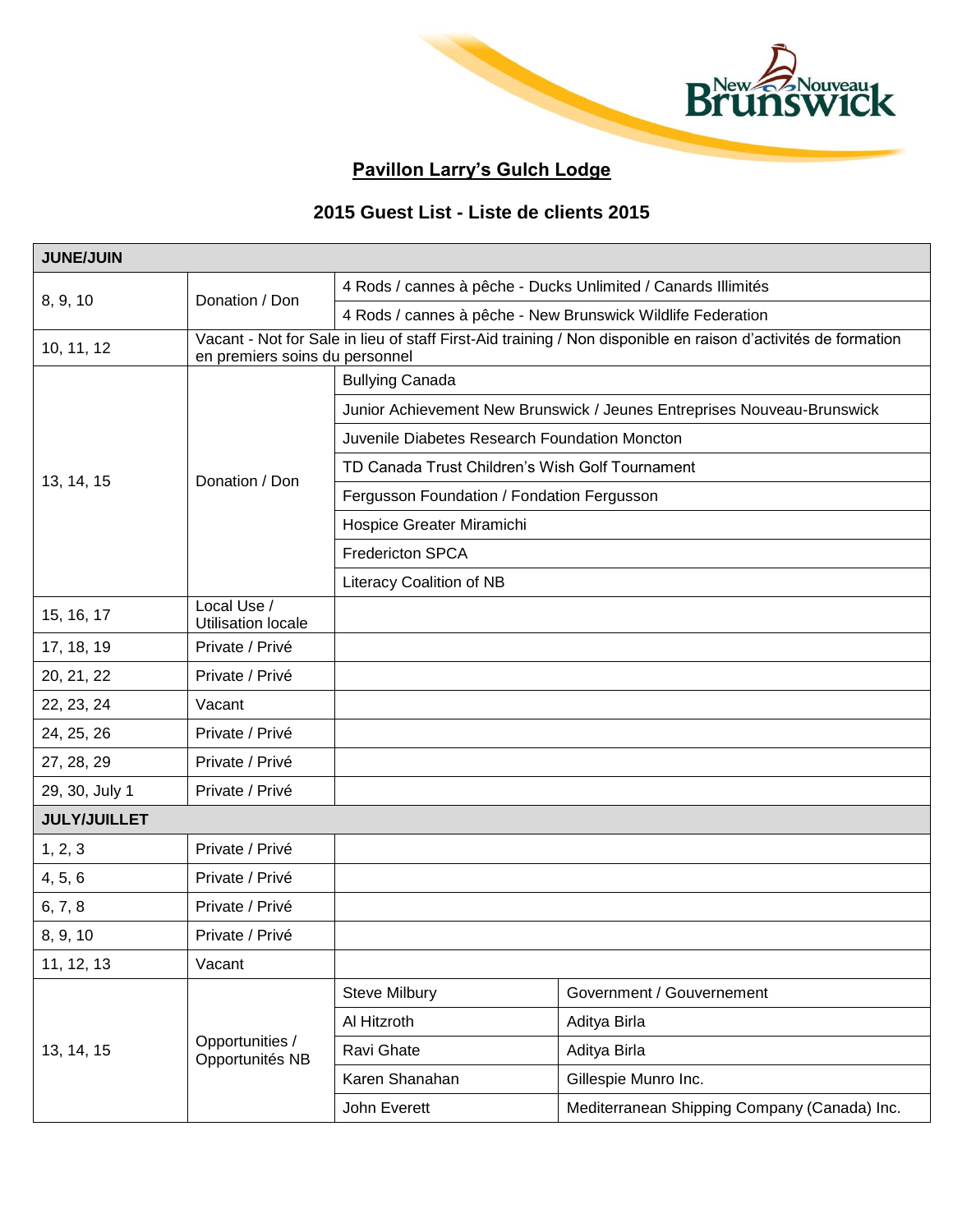## Pavillon Larry's Gulch Lodge

### 2015 Guest List - Liste de clients 2015

| JUNE/JUIN | | | |
|---|---|---|---|
| 8, 9, 10 | Donation / Don | 4 Rods / cannes à pêche - Ducks Unlimited / Canards Illimités | |
| | | 4 Rods / cannes à pêche - New Brunswick Wildlife Federation | |
| 10, 11, 12 | Vacant - Not for Sale in lieu of staff First-Aid training / Non disponible en raison d'activités de formation en premiers soins du personnel | | |
| 13, 14, 15 | Donation / Don | Bullying Canada | |
| | | Junior Achievement New Brunswick / Jeunes Entreprises Nouveau-Brunswick | |
| | | Juvenile Diabetes Research Foundation Moncton | |
| | | TD Canada Trust Children's Wish Golf Tournament | |
| | | Fergusson Foundation / Fondation Fergusson | |
| | | Hospice Greater Miramichi | |
| | | Fredericton SPCA | |
| | | Literacy Coalition of NB | |
| 15, 16, 17 | Local Use / Utilisation locale | | |
| 17, 18, 19 | Private / Privé | | |
| 20, 21, 22 | Private / Privé | | |
| 22, 23, 24 | Vacant | | |
| 24, 25, 26 | Private / Privé | | |
| 27, 28, 29 | Private / Privé | | |
| 29, 30, July 1 | Private / Privé | | |
| **JULY/JUILLET** | | | |
| 1, 2, 3 | Private / Privé | | |
| 4, 5, 6 | Private / Privé | | |
| 6, 7, 8 | Private / Privé | | |
| 8, 9, 10 | Private / Privé | | |
| 11, 12, 13 | Vacant | | |
| 13, 14, 15 | Opportunities / Opportunités NB | Steve Milbury | Government / Gouvernement |
| | | Al Hitzroth | Aditya Birla |
| | | Ravi Ghate | Aditya Birla |
| | | Karen Shanahan | Gillespie Munro Inc. |
| | | John Everett | Mediterranean Shipping Company (Canada) Inc. |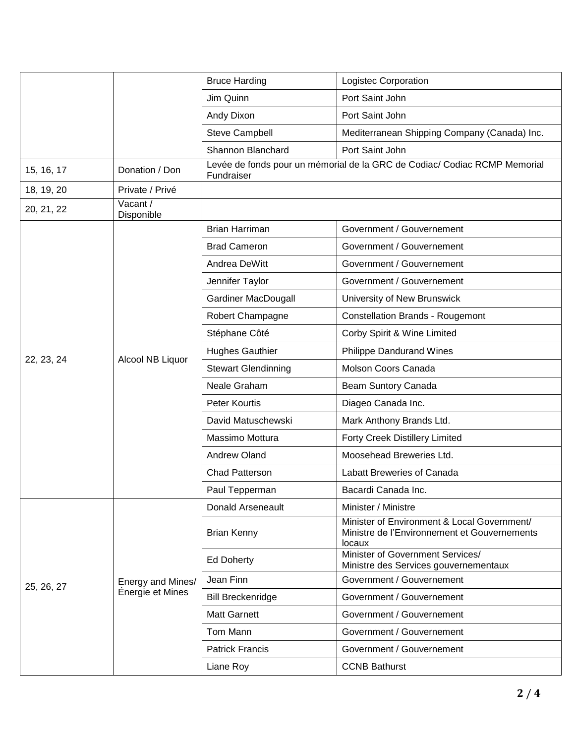| | | | |
|---|---|---|---|
| | | Bruce Harding | Logistec Corporation |
| | | Jim Quinn | Port Saint John |
| | | Andy Dixon | Port Saint John |
| | | Steve Campbell | Mediterranean Shipping Company (Canada) Inc. |
| | | Shannon Blanchard | Port Saint John |
| 15, 16, 17 | Donation / Don | Levée de fonds pour un mémorial de la GRC de Codiac/ Codiac RCMP Memorial Fundraiser | |
| 18, 19, 20 | Private / Privé | | |
| 20, 21, 22 | Vacant / Disponible | | |
| 22, 23, 24 | Alcool NB Liquor | Brian Harriman | Government / Gouvernement |
| | | Brad Cameron | Government / Gouvernement |
| | | Andrea DeWitt | Government / Gouvernement |
| | | Jennifer Taylor | Government / Gouvernement |
| | | Gardiner MacDougall | University of New Brunswick |
| | | Robert Champagne | Constellation Brands - Rougemont |
| | | Stéphane Côté | Corby Spirit & Wine Limited |
| | | Hughes Gauthier | Philippe Dandurand Wines |
| | | Stewart Glendinning | Molson Coors Canada |
| | | Neale Graham | Beam Suntory Canada |
| | | Peter Kourtis | Diageo Canada Inc. |
| | | David Matuschewski | Mark Anthony Brands Ltd. |
| | | Massimo Mottura | Forty Creek Distillery Limited |
| | | Andrew Oland | Moosehead Breweries Ltd. |
| | | Chad Patterson | Labatt Breweries of Canada |
| | | Paul Tepperman | Bacardi Canada Inc. |
| 25, 26, 27 | Energy and Mines/ Énergie et Mines | Donald Arseneault | Minister / Ministre |
| | | Brian Kenny | Minister of Environment & Local Government/ Ministre de l'Environnement et Gouvernements locaux |
| | | Ed Doherty | Minister of Government Services/ Ministre des Services gouvernementaux |
| | | Jean Finn | Government / Gouvernement |
| | | Bill Breckenridge | Government / Gouvernement |
| | | Matt Garnett | Government / Gouvernement |
| | | Tom Mann | Government / Gouvernement |
| | | Patrick Francis | Government / Gouvernement |
| | | Liane Roy | CCNB Bathurst |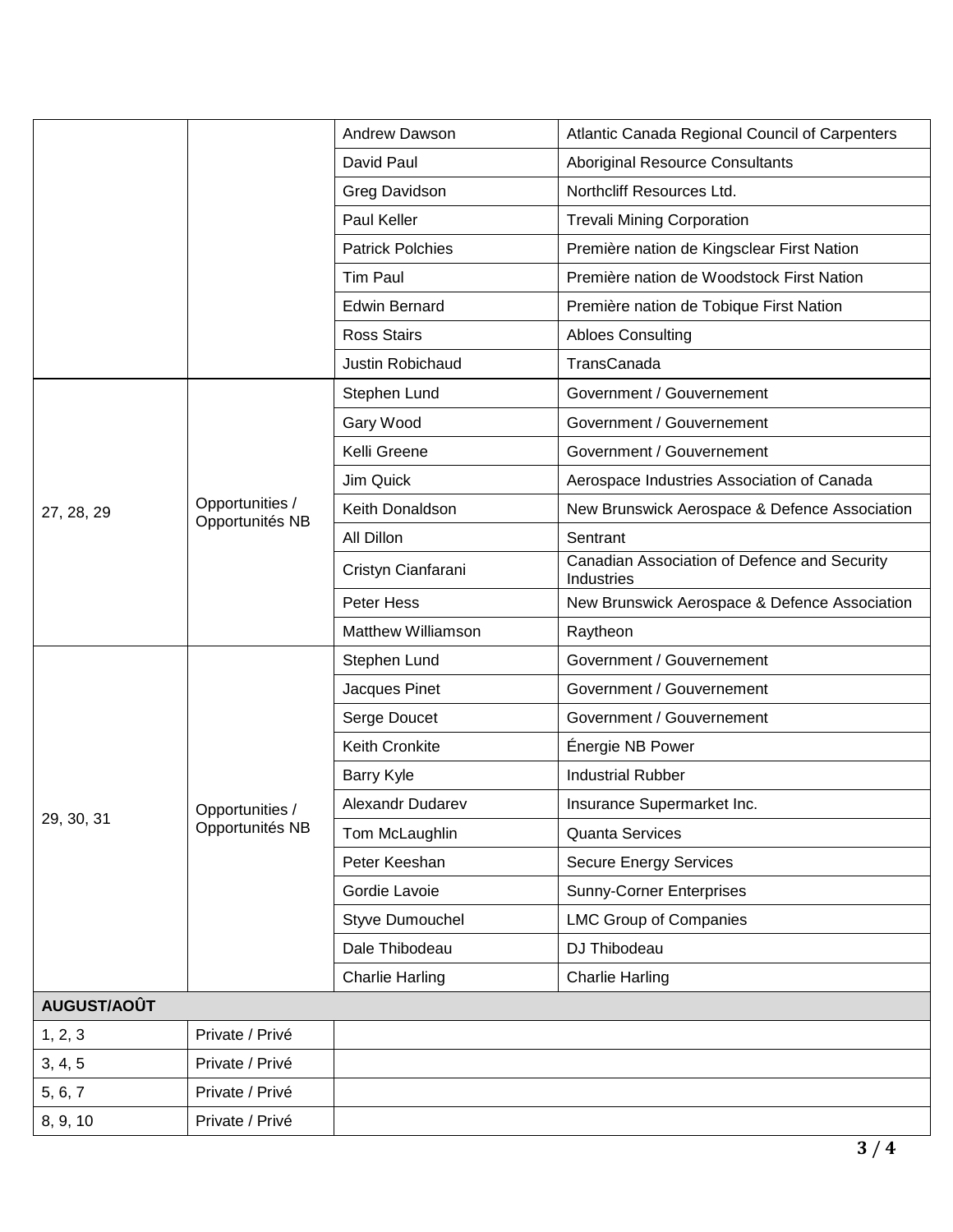| | | | |
|---|---|---|---|
| | | Andrew Dawson | Atlantic Canada Regional Council of Carpenters |
| | | David Paul | Aboriginal Resource Consultants |
| | | Greg Davidson | Northcliff Resources Ltd. |
| | | Paul Keller | Trevali Mining Corporation |
| | | Patrick Polchies | Première nation de Kingsclear First Nation |
| | | Tim Paul | Première nation de Woodstock First Nation |
| | | Edwin Bernard | Première nation de Tobique First Nation |
| | | Ross Stairs | Abloes Consulting |
| | | Justin Robichaud | TransCanada |
| 27, 28, 29 | Opportunities / Opportunités NB | Stephen Lund | Government / Gouvernement |
| | | Gary Wood | Government / Gouvernement |
| | | Kelli Greene | Government / Gouvernement |
| | | Jim Quick | Aerospace Industries Association of Canada |
| | | Keith Donaldson | New Brunswick Aerospace & Defence Association |
| | | All Dillon | Sentrant |
| | | Cristyn Cianfarani | Canadian Association of Defence and Security Industries |
| | | Peter Hess | New Brunswick Aerospace & Defence Association |
| | | Matthew Williamson | Raytheon |
| 29, 30, 31 | Opportunities / Opportunités NB | Stephen Lund | Government / Gouvernement |
| | | Jacques Pinet | Government / Gouvernement |
| | | Serge Doucet | Government / Gouvernement |
| | | Keith Cronkite | Énergie NB Power |
| | | Barry Kyle | Industrial Rubber |
| | | Alexandr Dudarev | Insurance Supermarket Inc. |
| | | Tom McLaughlin | Quanta Services |
| | | Peter Keeshan | Secure Energy Services |
| | | Gordie Lavoie | Sunny-Corner Enterprises |
| | | Styve Dumouchel | LMC Group of Companies |
| | | Dale Thibodeau | DJ Thibodeau |
| | | Charlie Harling | Charlie Harling |
| **AUGUST/AOÛT** | | | |
| 1, 2, 3 | Private / Privé | | |
| 3, 4, 5 | Private / Privé | | |
| 5, 6, 7 | Private / Privé | | |
| 8, 9, 10 | Private / Privé | | |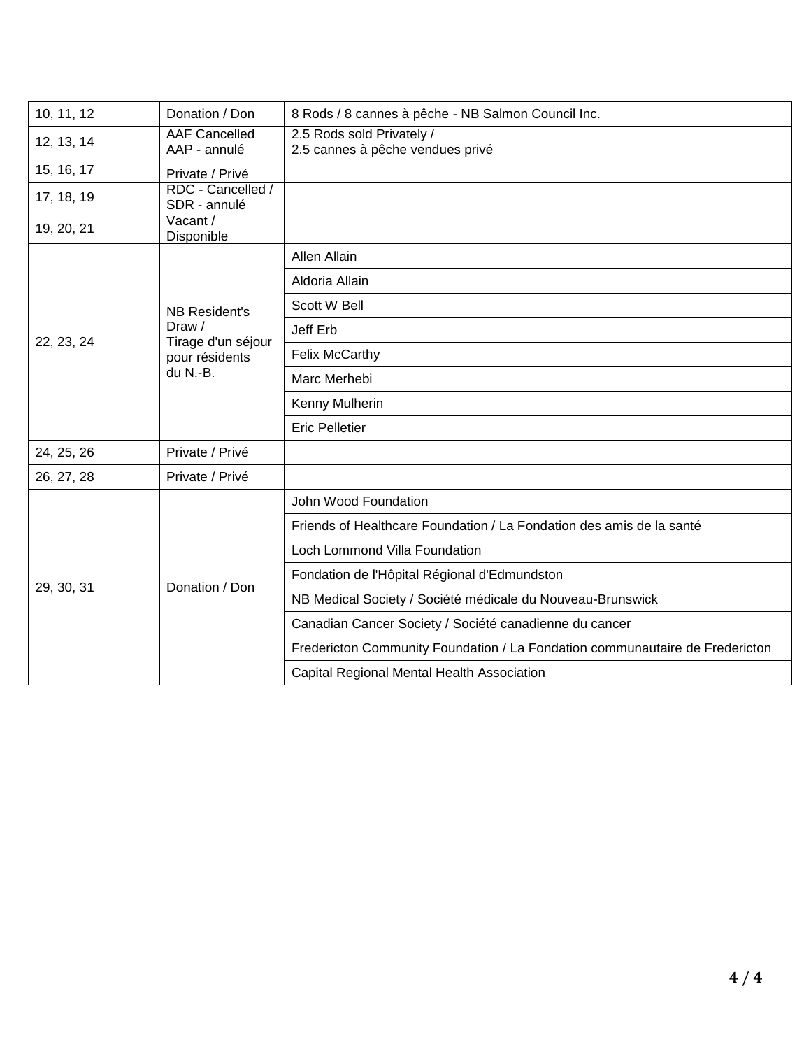| | | |
|---|---|---|
| 10, 11, 12 | Donation / Don | 8 Rods / 8 cannes à pêche - NB Salmon Council Inc. |
| 12, 13, 14 | AAF Cancelled AAP - annulé | 2.5 Rods sold Privately / 2.5 cannes à pêche vendues privé |
| 15, 16, 17 | Private / Privé | |
| 17, 18, 19 | RDC - Cancelled / SDR - annulé | |
| 19, 20, 21 | Vacant / Disponible | |
| 22, 23, 24 | NB Resident's Draw / Tirage d'un séjour pour résidents du N.-B. | Allen Allain |
| | | Aldoria Allain |
| | | Scott W Bell |
| | | Jeff Erb |
| | | Felix McCarthy |
| | | Marc Merhebi |
| | | Kenny Mulherin |
| | | Eric Pelletier |
| 24, 25, 26 | Private / Privé | |
| 26, 27, 28 | Private / Privé | |
| 29, 30, 31 | Donation / Don | John Wood Foundation |
| | | Friends of Healthcare Foundation / La Fondation des amis de la santé |
| | | Loch Lommond Villa Foundation |
| | | Fondation de l'Hôpital Régional d'Edmundston |
| | | NB Medical Society / Société médicale du Nouveau-Brunswick |
| | | Canadian Cancer Society / Société canadienne du cancer |
| | | Fredericton Community Foundation / La Fondation communautaire de Fredericton |
| | | Capital Regional Mental Health Association |